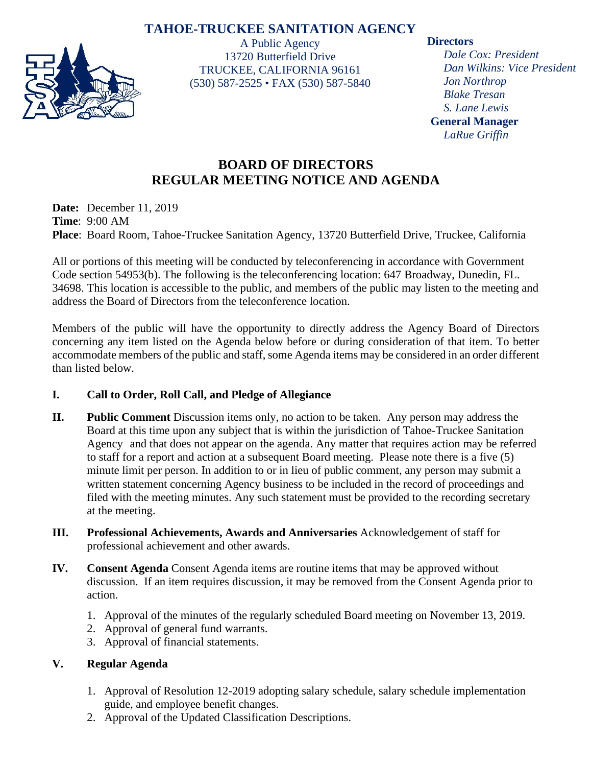# TAHOE-TRUCKEE SANITATION AGENCY

A Public Agency
13720 Butterfield Drive
TRUCKEE, CALIFORNIA 96161
(530) 587-2525 • FAX (530) 587-5840

**Directors**
*Dale Cox: President*
*Dan Wilkins: Vice President*
*Jon Northrop*
*Blake Tresan*
*S. Lane Lewis*

**General Manager**
*LaRue Griffin*

## BOARD OF DIRECTORS
## REGULAR MEETING NOTICE AND AGENDA

**Date:** December 11, 2019
**Time**: 9:00 AM
**Place**: Board Room, Tahoe-Truckee Sanitation Agency, 13720 Butterfield Drive, Truckee, California

All or portions of this meeting will be conducted by teleconferencing in accordance with Government Code section 54953(b). The following is the teleconferencing location: 647 Broadway, Dunedin, FL. 34698. This location is accessible to the public, and members of the public may listen to the meeting and address the Board of Directors from the teleconference location.

Members of the public will have the opportunity to directly address the Agency Board of Directors concerning any item listed on the Agenda below before or during consideration of that item. To better accommodate members of the public and staff, some Agenda items may be considered in an order different than listed below.

**I. Call to Order, Roll Call, and Pledge of Allegiance**

**II. Public Comment** Discussion items only, no action to be taken. Any person may address the Board at this time upon any subject that is within the jurisdiction of Tahoe-Truckee Sanitation Agency and that does not appear on the agenda. Any matter that requires action may be referred to staff for a report and action at a subsequent Board meeting. Please note there is a five (5) minute limit per person. In addition to or in lieu of public comment, any person may submit a written statement concerning Agency business to be included in the record of proceedings and filed with the meeting minutes. Any such statement must be provided to the recording secretary at the meeting.

**III. Professional Achievements, Awards and Anniversaries** Acknowledgement of staff for professional achievement and other awards.

**IV. Consent Agenda** Consent Agenda items are routine items that may be approved without discussion. If an item requires discussion, it may be removed from the Consent Agenda prior to action.

1. Approval of the minutes of the regularly scheduled Board meeting on November 13, 2019.
2. Approval of general fund warrants.
3. Approval of financial statements.

**V. Regular Agenda**

1. Approval of Resolution 12-2019 adopting salary schedule, salary schedule implementation guide, and employee benefit changes.
2. Approval of the Updated Classification Descriptions.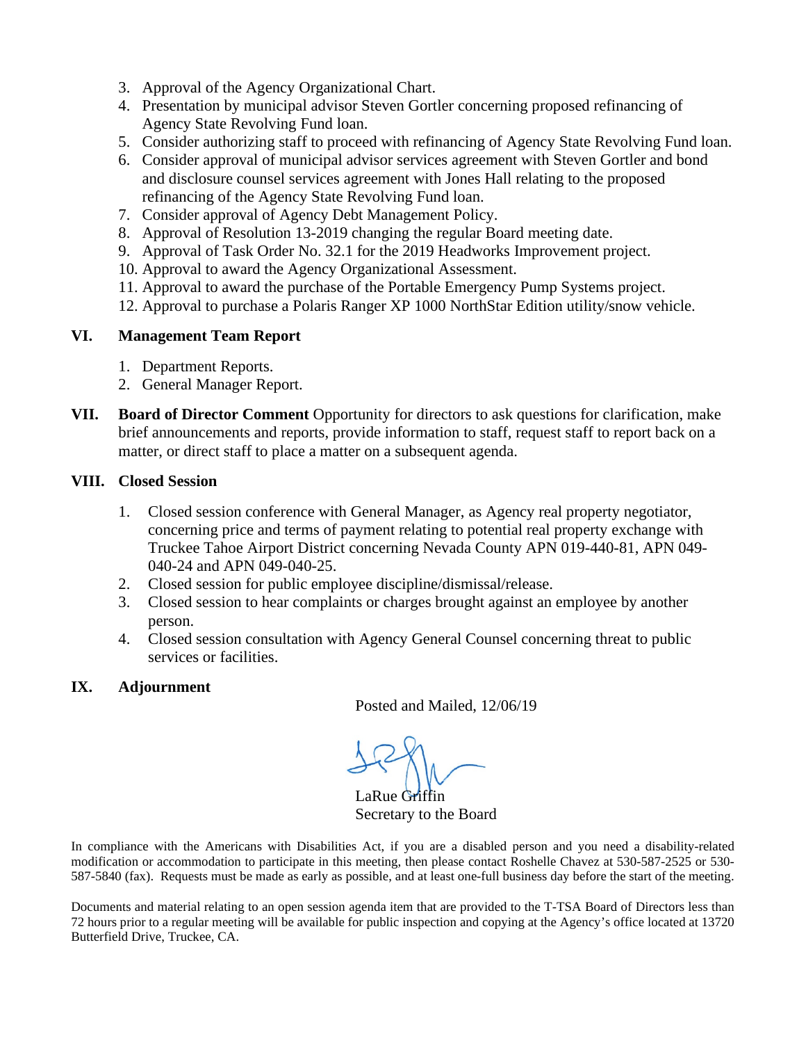3. Approval of the Agency Organizational Chart.
4. Presentation by municipal advisor Steven Gortler concerning proposed refinancing of Agency State Revolving Fund loan.
5. Consider authorizing staff to proceed with refinancing of Agency State Revolving Fund loan.
6. Consider approval of municipal advisor services agreement with Steven Gortler and bond and disclosure counsel services agreement with Jones Hall relating to the proposed refinancing of the Agency State Revolving Fund loan.
7. Consider approval of Agency Debt Management Policy.
8. Approval of Resolution 13-2019 changing the regular Board meeting date.
9. Approval of Task Order No. 32.1 for the 2019 Headworks Improvement project.
10. Approval to award the Agency Organizational Assessment.
11. Approval to award the purchase of the Portable Emergency Pump Systems project.
12. Approval to purchase a Polaris Ranger XP 1000 NorthStar Edition utility/snow vehicle.

## VI. Management Team Report

1. Department Reports.
2. General Manager Report.

## VII. Board of Director Comment

**Board of Director Comment** Opportunity for directors to ask questions for clarification, make brief announcements and reports, provide information to staff, request staff to report back on a matter, or direct staff to place a matter on a subsequent agenda.

## VIII. Closed Session

1. Closed session conference with General Manager, as Agency real property negotiator, concerning price and terms of payment relating to potential real property exchange with Truckee Tahoe Airport District concerning Nevada County APN 019-440-81, APN 049-040-24 and APN 049-040-25.
2. Closed session for public employee discipline/dismissal/release.
3. Closed session to hear complaints or charges brought against an employee by another person.
4. Closed session consultation with Agency General Counsel concerning threat to public services or facilities.

## IX. Adjournment

Posted and Mailed, 12/06/19

LaRue Griffin
Secretary to the Board

In compliance with the Americans with Disabilities Act, if you are a disabled person and you need a disability-related modification or accommodation to participate in this meeting, then please contact Roshelle Chavez at 530-587-2525 or 530-587-5840 (fax). Requests must be made as early as possible, and at least one-full business day before the start of the meeting.

Documents and material relating to an open session agenda item that are provided to the T-TSA Board of Directors less than 72 hours prior to a regular meeting will be available for public inspection and copying at the Agency's office located at 13720 Butterfield Drive, Truckee, CA.